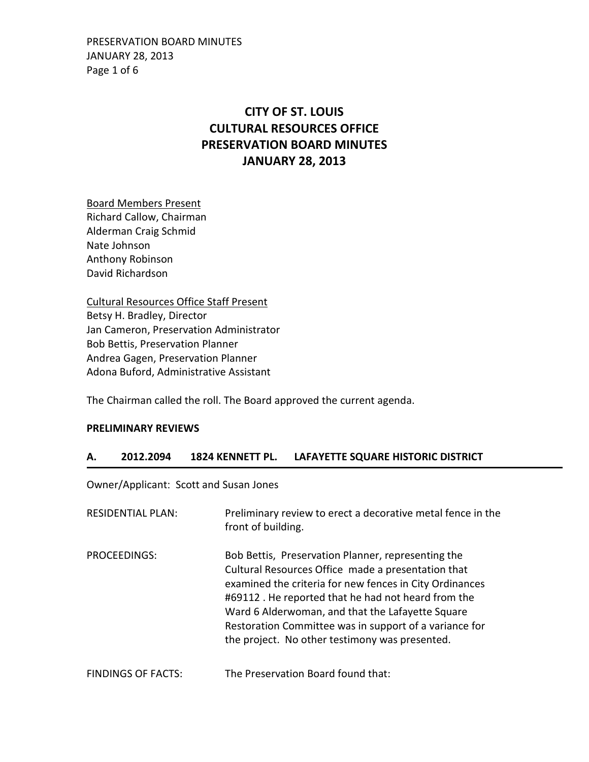# CITY OF ST. LOUIS
# CULTURAL RESOURCES OFFICE
# PRESERVATION BOARD MINUTES
# JANUARY 28, 2013

Board Members Present
Richard Callow, Chairman
Alderman Craig Schmid
Nate Johnson
Anthony Robinson
David Richardson

Cultural Resources Office Staff Present
Betsy H. Bradley, Director
Jan Cameron, Preservation Administrator
Bob Bettis, Preservation Planner
Andrea Gagen, Preservation Planner
Adona Buford, Administrative Assistant

The Chairman called the roll. The Board approved the current agenda.

**PRELIMINARY REVIEWS**

## A. 2012.2094 1824 KENNETT PL. LAFAYETTE SQUARE HISTORIC DISTRICT

Owner/Applicant: Scott and Susan Jones

RESIDENTIAL PLAN: Preliminary review to erect a decorative metal fence in the front of building.

PROCEEDINGS: Bob Bettis, Preservation Planner, representing the Cultural Resources Office made a presentation that examined the criteria for new fences in City Ordinances #69112 . He reported that he had not heard from the Ward 6 Alderwoman, and that the Lafayette Square Restoration Committee was in support of a variance for the project. No other testimony was presented.

FINDINGS OF FACTS: The Preservation Board found that: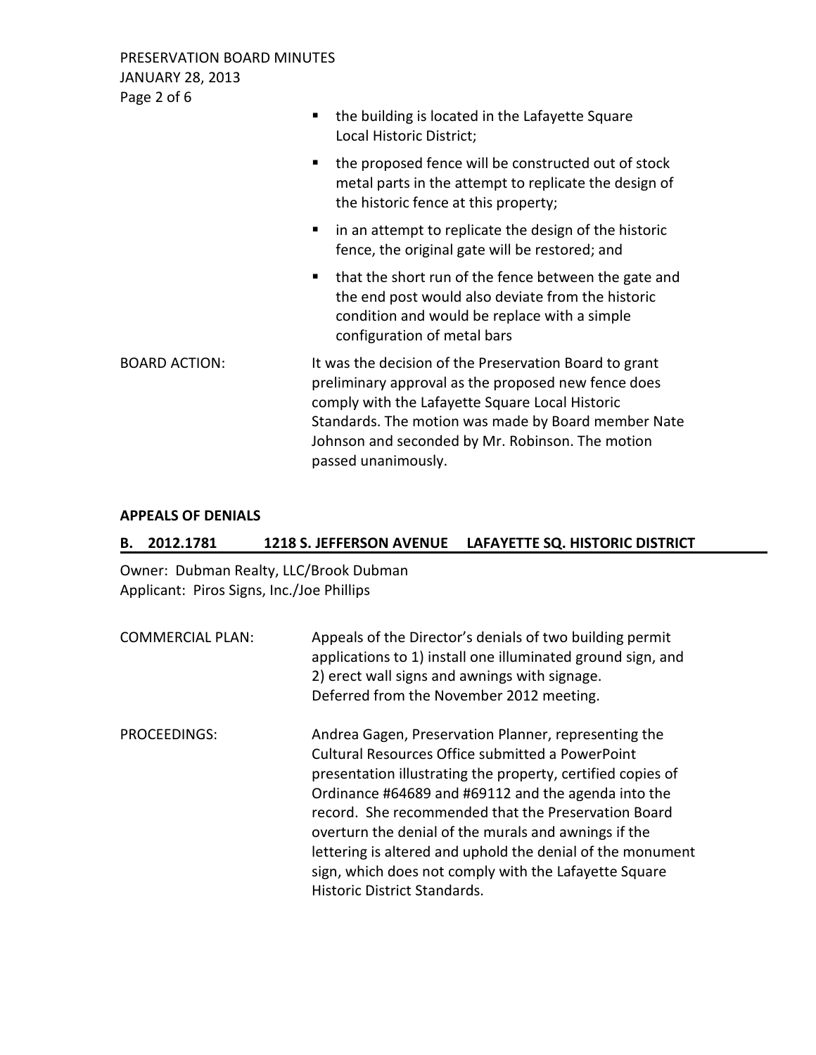- the building is located in the Lafayette Square Local Historic District;
- the proposed fence will be constructed out of stock metal parts in the attempt to replicate the design of the historic fence at this property;
- in an attempt to replicate the design of the historic fence, the original gate will be restored; and
- that the short run of the fence between the gate and the end post would also deviate from the historic condition and would be replace with a simple configuration of metal bars

BOARD ACTION: It was the decision of the Preservation Board to grant preliminary approval as the proposed new fence does comply with the Lafayette Square Local Historic Standards. The motion was made by Board member Nate Johnson and seconded by Mr. Robinson. The motion passed unanimously.

**APPEALS OF DENIALS**

**B. 2012.1781 1218 S. JEFFERSON AVENUE LAFAYETTE SQ. HISTORIC DISTRICT**

Owner: Dubman Realty, LLC/Brook Dubman
Applicant: Piros Signs, Inc./Joe Phillips

COMMERCIAL PLAN: Appeals of the Director's denials of two building permit applications to 1) install one illuminated ground sign, and 2) erect wall signs and awnings with signage. Deferred from the November 2012 meeting.

PROCEEDINGS: Andrea Gagen, Preservation Planner, representing the Cultural Resources Office submitted a PowerPoint presentation illustrating the property, certified copies of Ordinance #64689 and #69112 and the agenda into the record. She recommended that the Preservation Board overturn the denial of the murals and awnings if the lettering is altered and uphold the denial of the monument sign, which does not comply with the Lafayette Square Historic District Standards.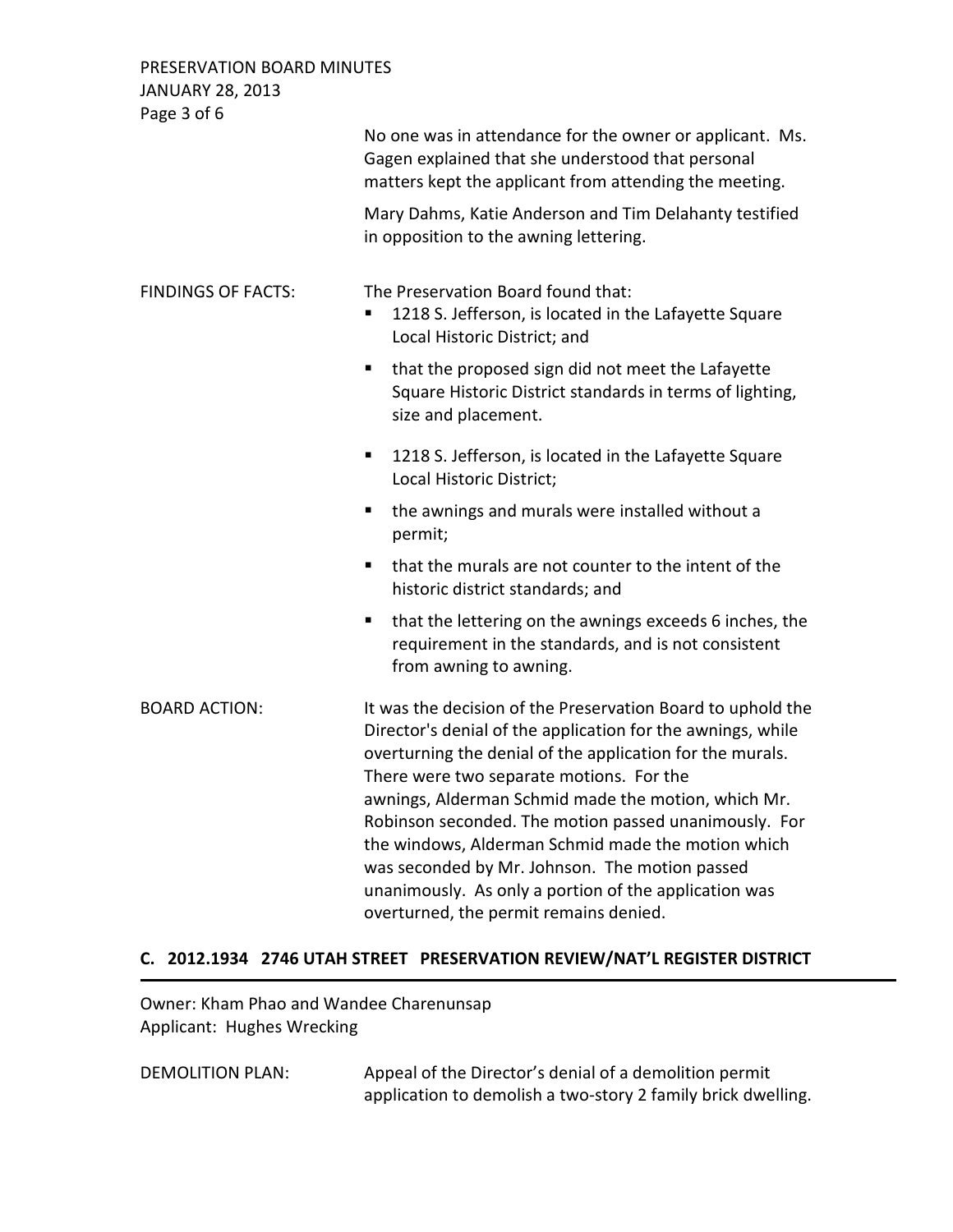No one was in attendance for the owner or applicant. Ms. Gagen explained that she understood that personal matters kept the applicant from attending the meeting.

Mary Dahms, Katie Anderson and Tim Delahanty testified in opposition to the awning lettering.

FINDINGS OF FACTS: The Preservation Board found that:

- 1218 S. Jefferson, is located in the Lafayette Square Local Historic District; and
- that the proposed sign did not meet the Lafayette Square Historic District standards in terms of lighting, size and placement.
- 1218 S. Jefferson, is located in the Lafayette Square Local Historic District;
- the awnings and murals were installed without a permit;
- that the murals are not counter to the intent of the historic district standards; and
- that the lettering on the awnings exceeds 6 inches, the requirement in the standards, and is not consistent from awning to awning.

BOARD ACTION: It was the decision of the Preservation Board to uphold the Director's denial of the application for the awnings, while overturning the denial of the application for the murals. There were two separate motions. For the awnings, Alderman Schmid made the motion, which Mr. Robinson seconded. The motion passed unanimously. For the windows, Alderman Schmid made the motion which was seconded by Mr. Johnson. The motion passed unanimously. As only a portion of the application was overturned, the permit remains denied.

## C. 2012.1934 2746 UTAH STREET PRESERVATION REVIEW/NAT'L REGISTER DISTRICT

Owner: Kham Phao and Wandee Charenunsap
Applicant: Hughes Wrecking

DEMOLITION PLAN: Appeal of the Director's denial of a demolition permit application to demolish a two-story 2 family brick dwelling.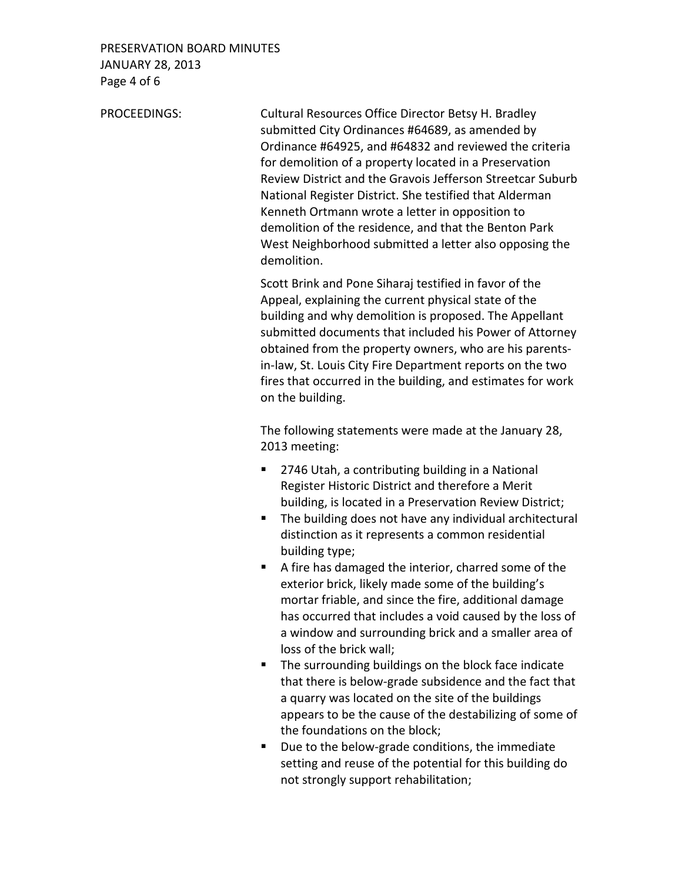PROCEEDINGS:

Cultural Resources Office Director Betsy H. Bradley submitted City Ordinances #64689, as amended by Ordinance #64925, and #64832 and reviewed the criteria for demolition of a property located in a Preservation Review District and the Gravois Jefferson Streetcar Suburb National Register District. She testified that Alderman Kenneth Ortmann wrote a letter in opposition to demolition of the residence, and that the Benton Park West Neighborhood submitted a letter also opposing the demolition.

Scott Brink and Pone Siharaj testified in favor of the Appeal, explaining the current physical state of the building and why demolition is proposed. The Appellant submitted documents that included his Power of Attorney obtained from the property owners, who are his parents-in-law, St. Louis City Fire Department reports on the two fires that occurred in the building, and estimates for work on the building.

The following statements were made at the January 28, 2013 meeting:

- 2746 Utah, a contributing building in a National Register Historic District and therefore a Merit building, is located in a Preservation Review District;
- The building does not have any individual architectural distinction as it represents a common residential building type;
- A fire has damaged the interior, charred some of the exterior brick, likely made some of the building's mortar friable, and since the fire, additional damage has occurred that includes a void caused by the loss of a window and surrounding brick and a smaller area of loss of the brick wall;
- The surrounding buildings on the block face indicate that there is below-grade subsidence and the fact that a quarry was located on the site of the buildings appears to be the cause of the destabilizing of some of the foundations on the block;
- Due to the below-grade conditions, the immediate setting and reuse of the potential for this building do not strongly support rehabilitation;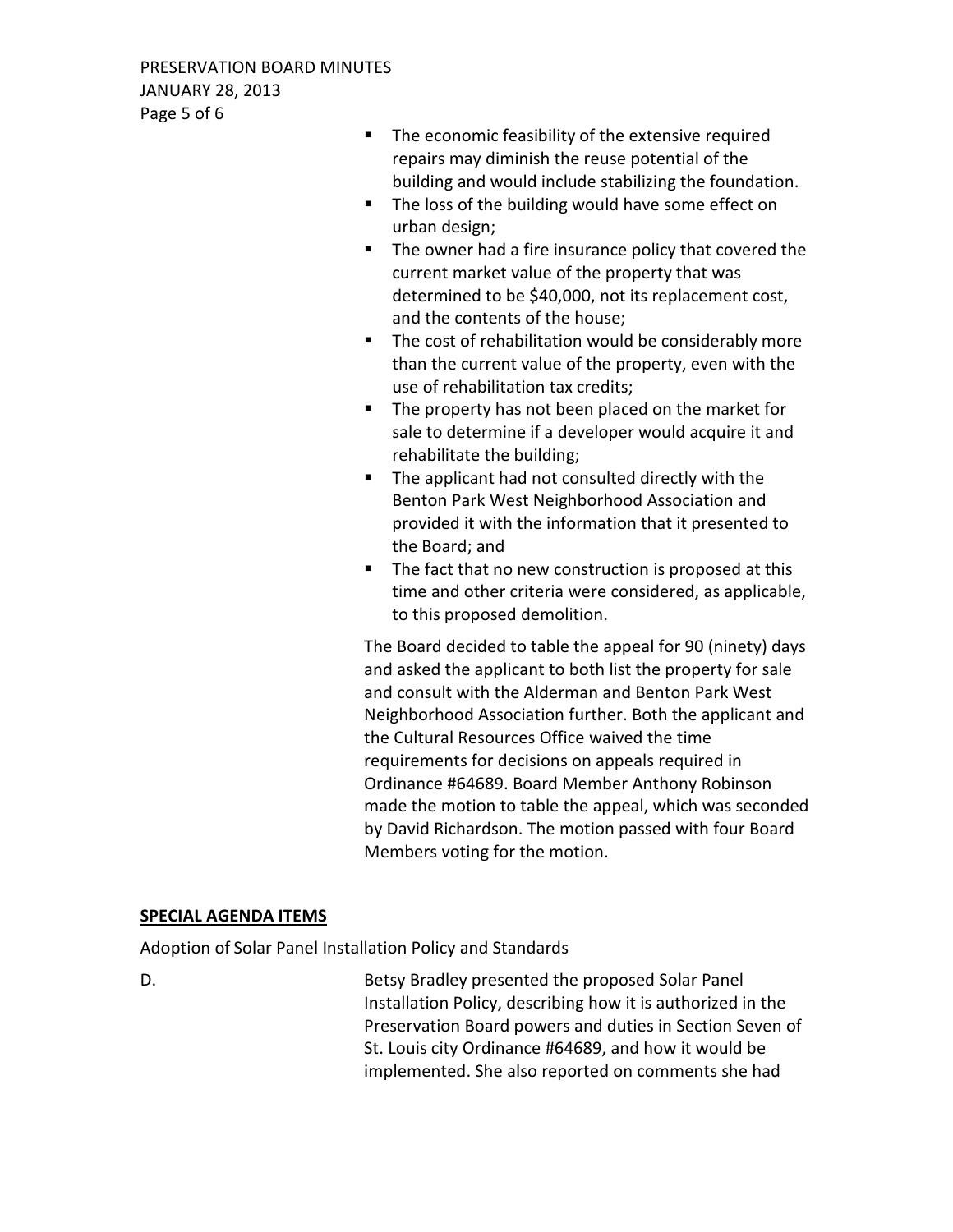- The economic feasibility of the extensive required repairs may diminish the reuse potential of the building and would include stabilizing the foundation.
- The loss of the building would have some effect on urban design;
- The owner had a fire insurance policy that covered the current market value of the property that was determined to be $40,000, not its replacement cost, and the contents of the house;
- The cost of rehabilitation would be considerably more than the current value of the property, even with the use of rehabilitation tax credits;
- The property has not been placed on the market for sale to determine if a developer would acquire it and rehabilitate the building;
- The applicant had not consulted directly with the Benton Park West Neighborhood Association and provided it with the information that it presented to the Board; and
- The fact that no new construction is proposed at this time and other criteria were considered, as applicable, to this proposed demolition.

The Board decided to table the appeal for 90 (ninety) days and asked the applicant to both list the property for sale and consult with the Alderman and Benton Park West Neighborhood Association further. Both the applicant and the Cultural Resources Office waived the time requirements for decisions on appeals required in Ordinance #64689. Board Member Anthony Robinson made the motion to table the appeal, which was seconded by David Richardson. The motion passed with four Board Members voting for the motion.

**SPECIAL AGENDA ITEMS**

Adoption of Solar Panel Installation Policy and Standards

D. Betsy Bradley presented the proposed Solar Panel Installation Policy, describing how it is authorized in the Preservation Board powers and duties in Section Seven of St. Louis city Ordinance #64689, and how it would be implemented. She also reported on comments she had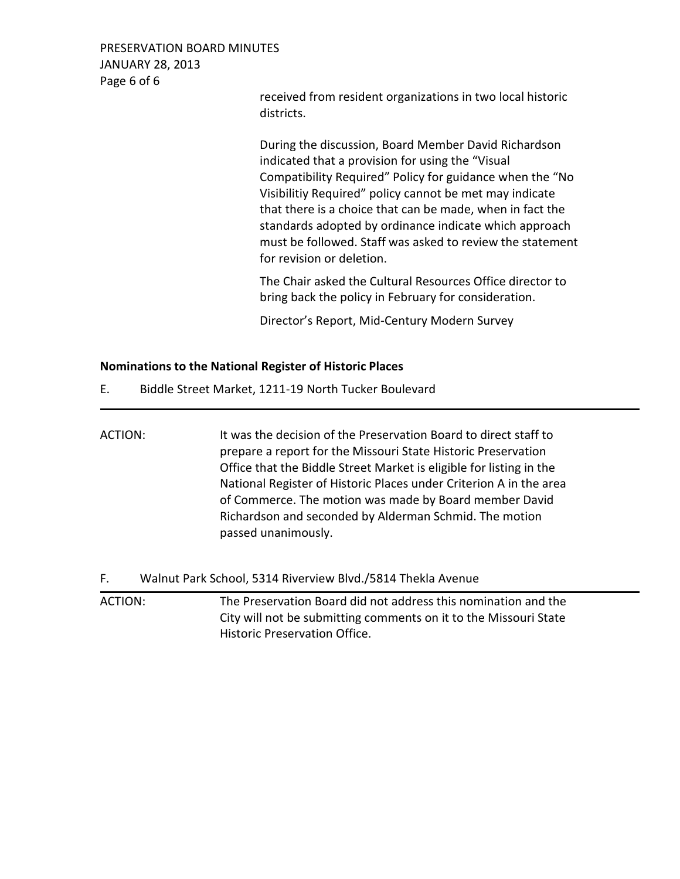received from resident organizations in two local historic districts.

During the discussion, Board Member David Richardson indicated that a provision for using the "Visual Compatibility Required" Policy for guidance when the "No Visibilitiy Required" policy cannot be met may indicate that there is a choice that can be made, when in fact the standards adopted by ordinance indicate which approach must be followed. Staff was asked to review the statement for revision or deletion.

The Chair asked the Cultural Resources Office director to bring back the policy in February for consideration.

Director's Report, Mid-Century Modern Survey

**Nominations to the National Register of Historic Places**

E. Biddle Street Market, 1211-19 North Tucker Boulevard

ACTION: It was the decision of the Preservation Board to direct staff to prepare a report for the Missouri State Historic Preservation Office that the Biddle Street Market is eligible for listing in the National Register of Historic Places under Criterion A in the area of Commerce. The motion was made by Board member David Richardson and seconded by Alderman Schmid. The motion passed unanimously.

F. Walnut Park School, 5314 Riverview Blvd./5814 Thekla Avenue

ACTION: The Preservation Board did not address this nomination and the City will not be submitting comments on it to the Missouri State Historic Preservation Office.